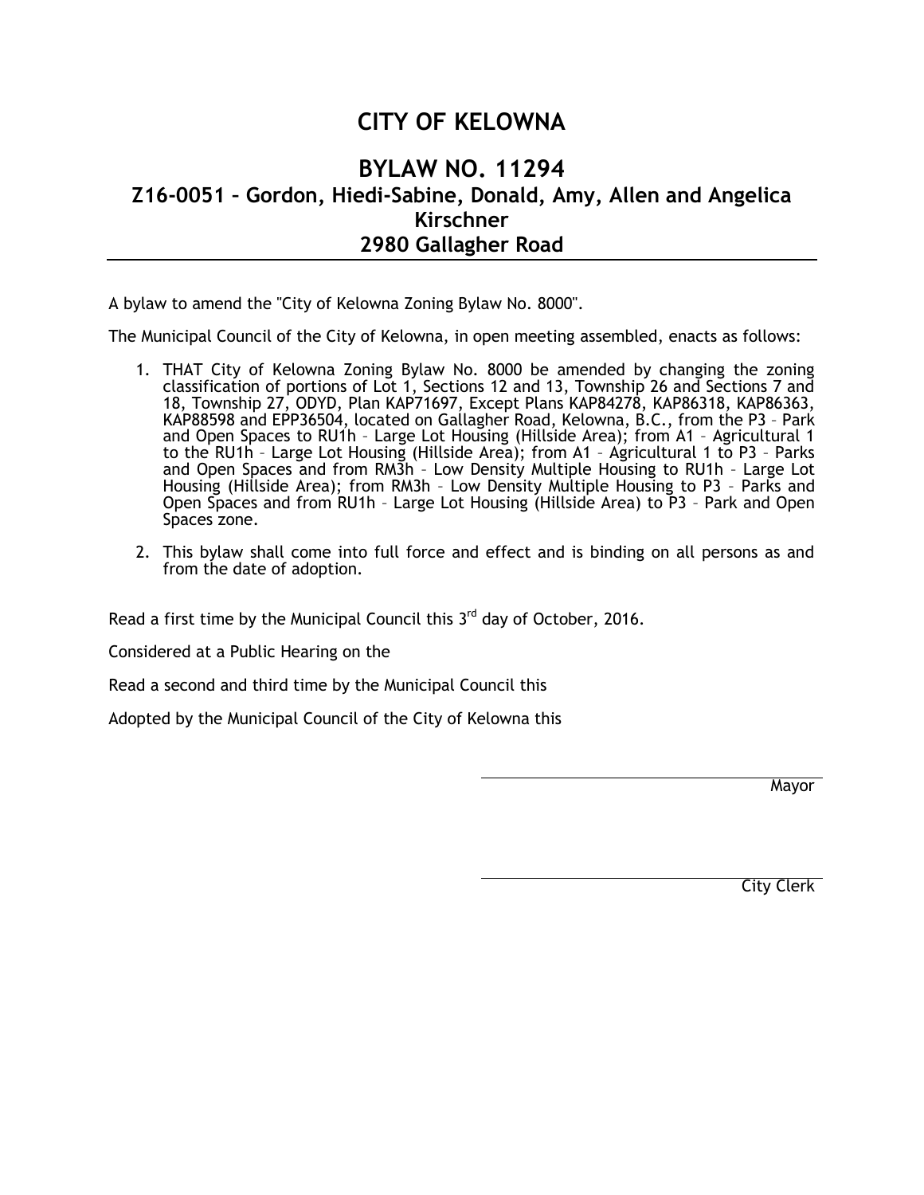# CITY OF KELOWNA

## BYLAW NO. 11294

### Z16-0051 – Gordon, Hiedi-Sabine, Donald, Amy, Allen and Angelica Kirschner

### 2980 Gallagher Road

A bylaw to amend the "City of Kelowna Zoning Bylaw No. 8000".

The Municipal Council of the City of Kelowna, in open meeting assembled, enacts as follows:

1. THAT City of Kelowna Zoning Bylaw No. 8000 be amended by changing the zoning classification of portions of Lot 1, Sections 12 and 13, Township 26 and Sections 7 and 18, Township 27, ODYD, Plan KAP71697, Except Plans KAP84278, KAP86318, KAP86363, KAP88598 and EPP36504, located on Gallagher Road, Kelowna, B.C., from the P3 – Park and Open Spaces to RU1h – Large Lot Housing (Hillside Area); from A1 – Agricultural 1 to the RU1h – Large Lot Housing (Hillside Area); from A1 – Agricultural 1 to P3 – Parks and Open Spaces and from RM3h – Low Density Multiple Housing to RU1h – Large Lot Housing (Hillside Area); from RM3h – Low Density Multiple Housing to P3 – Parks and Open Spaces and from RU1h – Large Lot Housing (Hillside Area) to P3 – Park and Open Spaces zone.

2. This bylaw shall come into full force and effect and is binding on all persons as and from the date of adoption.

Read a first time by the Municipal Council this 3rd day of October, 2016.

Considered at a Public Hearing on the

Read a second and third time by the Municipal Council this

Adopted by the Municipal Council of the City of Kelowna this

Mayor

City Clerk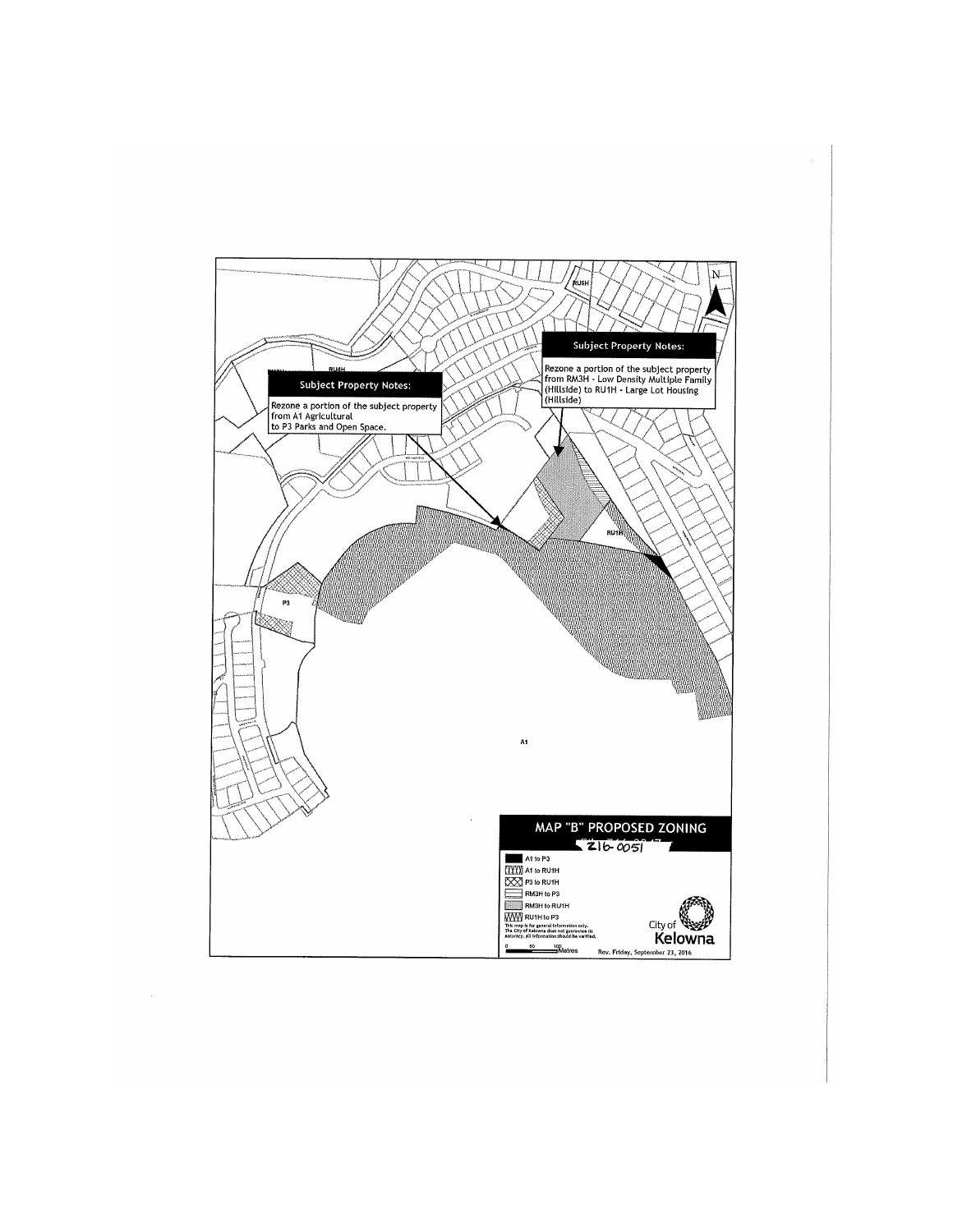Subject Property Notes:

Rezone a portion of the subject property from A1 Agricultural to P3 Parks and Open Space.

Subject Property Notes:

Rezone a portion of the subject property from RM3H - Low Density Multiple Family (Hillside) to RU1H - Large Lot Housing (Hillside)

RU6H

RU4H

RU1H

P3

A1

N

## MAP "B" PROPOSED ZONING

Z16-0051

- A1 to P3
- A1 to RU1H
- P3 to RU1H
- RM3H to P3
- RM3H to RU1H
- RU1H to P3

This map is for general information only. The City of Kelowna does not guarantee its accuracy. All information should be verified.

0 50 100 Metres

City of Kelowna

Rev. Friday, September 23, 2016